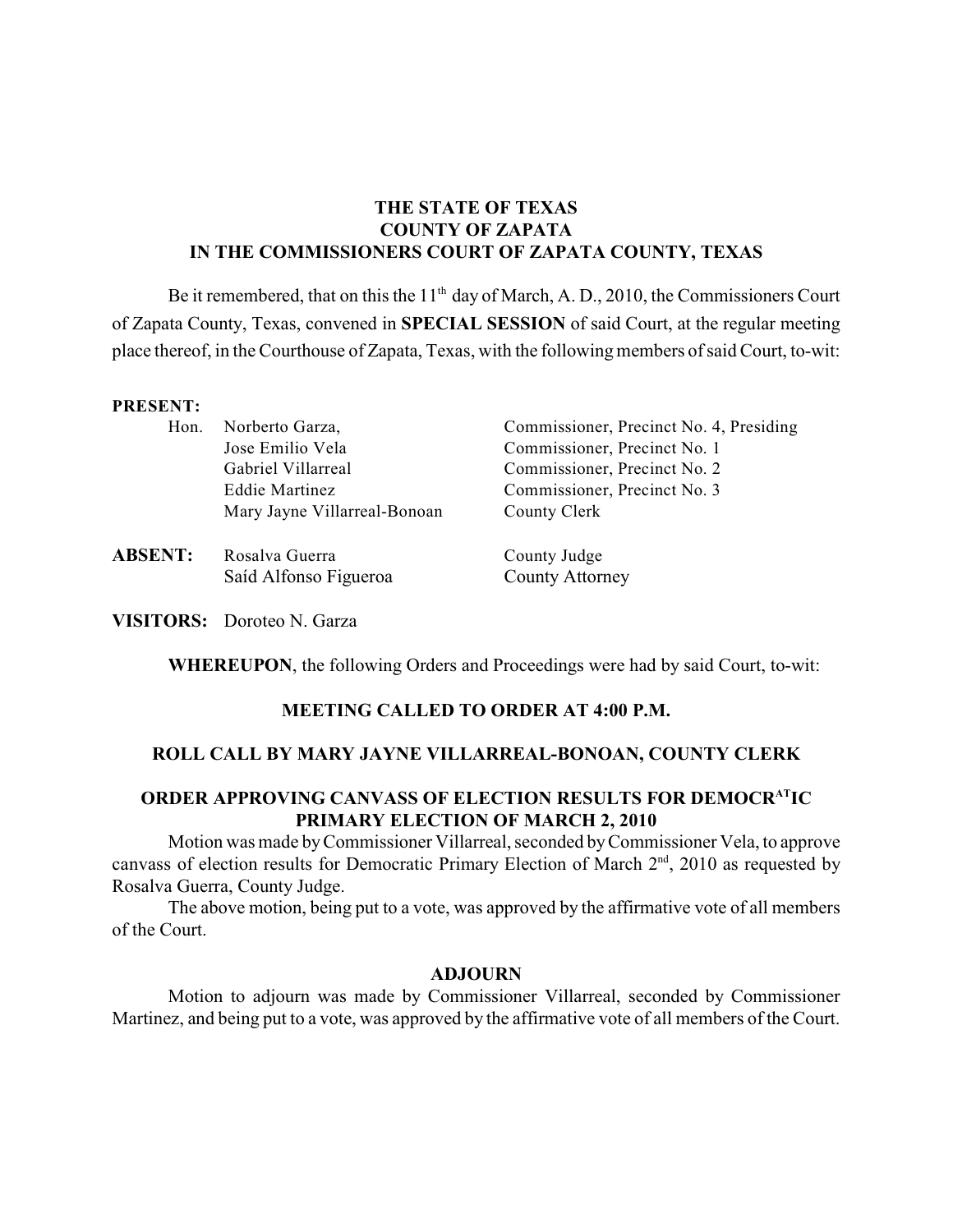**THE STATE OF TEXAS**
**COUNTY OF ZAPATA**
**IN THE COMMISSIONERS COURT OF ZAPATA COUNTY, TEXAS**

Be it remembered, that on this the 11th day of March, A. D., 2010, the Commissioners Court of Zapata County, Texas, convened in **SPECIAL SESSION** of said Court, at the regular meeting place thereof, in the Courthouse of Zapata, Texas, with the following members of said Court, to-wit:

**PRESENT:**

| | | |
|---|---|---|
| Hon. | Norberto Garza, | Commissioner, Precinct No. 4, Presiding |
| | Jose Emilio Vela | Commissioner, Precinct No. 1 |
| | Gabriel Villarreal | Commissioner, Precinct No. 2 |
| | Eddie Martinez | Commissioner, Precinct No. 3 |
| | Mary Jayne Villarreal-Bonoan | County Clerk |

| | | |
|---|---|---|
| **ABSENT:** | Rosalva Guerra | County Judge |
| | Saíd Alfonso Figueroa | County Attorney |

**VISITORS:** Doroteo N. Garza

**WHEREUPON**, the following Orders and Proceedings were had by said Court, to-wit:

**MEETING CALLED TO ORDER AT 4:00 P.M.**

**ROLL CALL BY MARY JAYNE VILLARREAL-BONOAN, COUNTY CLERK**

**ORDER APPROVING CANVASS OF ELECTION RESULTS FOR DEMOCRATIC PRIMARY ELECTION OF MARCH 2, 2010**

Motion was made by Commissioner Villarreal, seconded by Commissioner Vela, to approve canvass of election results for Democratic Primary Election of March 2nd, 2010 as requested by Rosalva Guerra, County Judge.

The above motion, being put to a vote, was approved by the affirmative vote of all members of the Court.

**ADJOURN**

Motion to adjourn was made by Commissioner Villarreal, seconded by Commissioner Martinez, and being put to a vote, was approved by the affirmative vote of all members of the Court.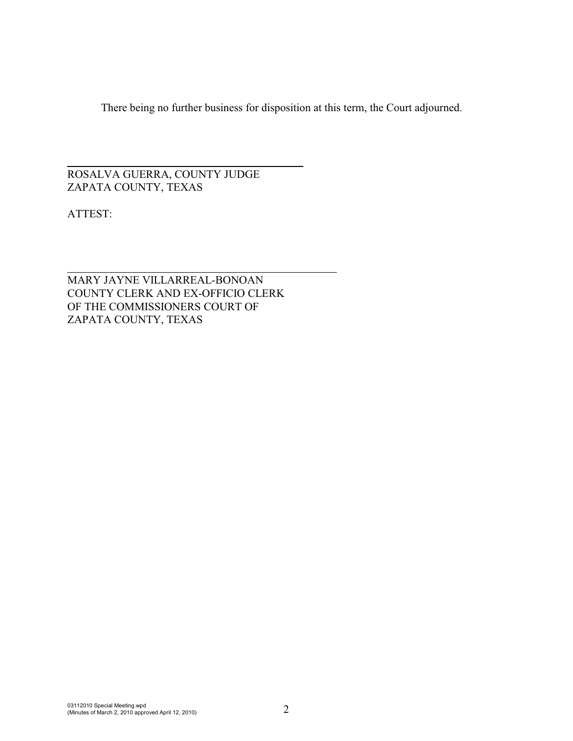There being no further business for disposition at this term, the Court adjourned.

\_\_\_\_\_\_\_\_\_\_\_\_\_\_\_\_\_\_\_\_\_\_\_\_\_\_\_\_\_\_\_\_\_\_\_\_\_\_\_\_

ROSALVA GUERRA, COUNTY JUDGE
ZAPATA COUNTY, TEXAS

ATTEST:

\_\_\_\_\_\_\_\_\_\_\_\_\_\_\_\_\_\_\_\_\_\_\_\_\_\_\_\_\_\_\_\_\_\_\_\_\_\_\_\_\_\_\_\_\_\_

MARY JAYNE VILLARREAL-BONOAN
COUNTY CLERK AND EX-OFFICIO CLERK
OF THE COMMISSIONERS COURT OF
ZAPATA COUNTY, TEXAS

03112010 Special Meeting.wpd
(Minutes of March 2, 2010 approved April 12, 2010)